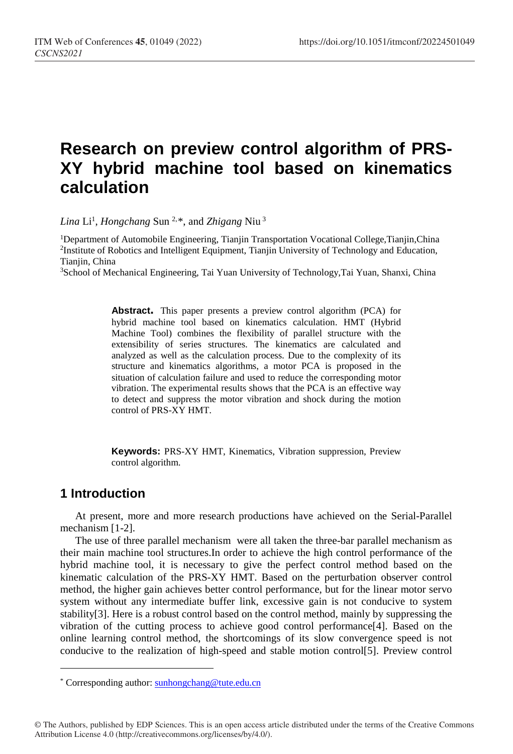# Research on preview control algorithm of PRS-XY hybrid machine tool based on kinematics calculation

*Lina* Li[1], *Hongchang* Sun [2,*], and *Zhigang* Niu [3]

[1]Department of Automobile Engineering, Tianjin Transportation Vocational College,Tianjin,China
[2]Institute of Robotics and Intelligent Equipment, Tianjin University of Technology and Education, Tianjin, China
[3]School of Mechanical Engineering, Tai Yuan University of Technology,Tai Yuan, Shanxi, China

**Abstract.** This paper presents a preview control algorithm (PCA) for hybrid machine tool based on kinematics calculation. HMT (Hybrid Machine Tool) combines the flexibility of parallel structure with the extensibility of series structures. The kinematics are calculated and analyzed as well as the calculation process. Due to the complexity of its structure and kinematics algorithms, a motor PCA is proposed in the situation of calculation failure and used to reduce the corresponding motor vibration. The experimental results shows that the PCA is an effective way to detect and suppress the motor vibration and shock during the motion control of PRS-XY HMT.

**Keywords:** PRS-XY HMT, Kinematics, Vibration suppression, Preview control algorithm.

## 1 Introduction

At present, more and more research productions have achieved on the Serial-Parallel mechanism [1-2].

The use of three parallel mechanism were all taken the three-bar parallel mechanism as their main machine tool structures.In order to achieve the high control performance of the hybrid machine tool, it is necessary to give the perfect control method based on the kinematic calculation of the PRS-XY HMT. Based on the perturbation observer control method, the higher gain achieves better control performance, but for the linear motor servo system without any intermediate buffer link, excessive gain is not conducive to system stability[3]. Here is a robust control based on the control method, mainly by suppressing the vibration of the cutting process to achieve good control performance[4]. Based on the online learning control method, the shortcomings of its slow convergence speed is not conducive to the realization of high-speed and stable motion control[5]. Preview control

* Corresponding author: sunhongchang@tute.edu.cn

© The Authors, published by EDP Sciences. This is an open access article distributed under the terms of the Creative Commons Attribution License 4.0 (http://creativecommons.org/licenses/by/4.0/).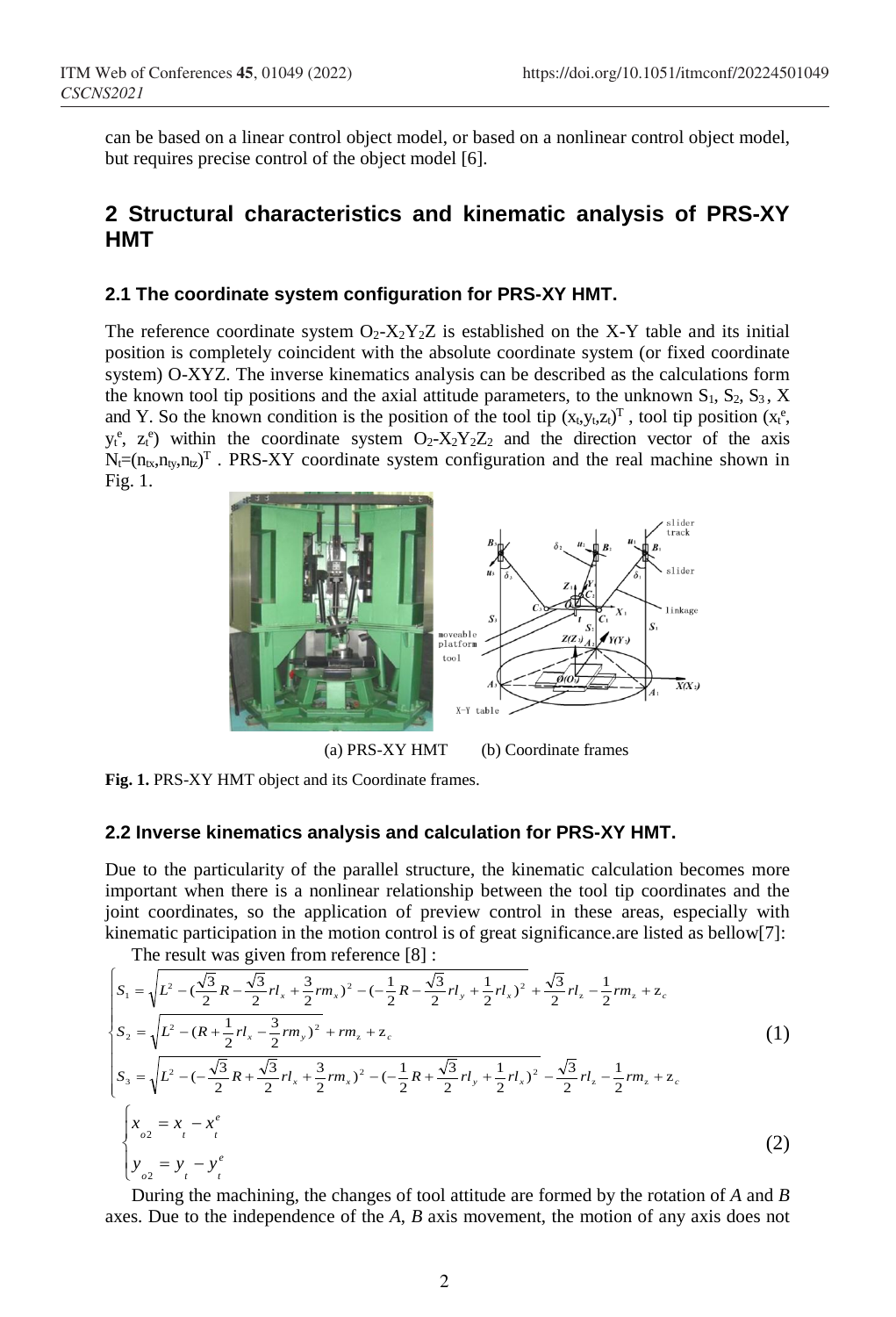can be based on a linear control object model, or based on a nonlinear control object model, but requires precise control of the object model [6].

## 2 Structural characteristics and kinematic analysis of PRS-XY HMT

### 2.1 The coordinate system configuration for PRS-XY HMT.

The reference coordinate system $O_2$-$X_2Y_2Z$ is established on the X-Y table and its initial position is completely coincident with the absolute coordinate system (or fixed coordinate system) O-XYZ. The inverse kinematics analysis can be described as the calculations form the known tool tip positions and the axial attitude parameters, to the unknown $S_1$, $S_2$, $S_3$, X and Y. So the known condition is the position of the tool tip $(x_t,y_t,z_t)^T$, tool tip position $(x_t^e, y_t^e, z_t^e)$ within the coordinate system $O_2$-$X_2Y_2Z_2$ and the direction vector of the axis $N_t=(n_{tx},n_{ty},n_{tz})^T$. PRS-XY coordinate system configuration and the real machine shown in Fig. 1.

(a) PRS-XY HMT (b) Coordinate frames

**Fig. 1.** PRS-XY HMT object and its Coordinate frames.

### 2.2 Inverse kinematics analysis and calculation for PRS-XY HMT.

Due to the particularity of the parallel structure, the kinematic calculation becomes more important when there is a nonlinear relationship between the tool tip coordinates and the joint coordinates, so the application of preview control in these areas, especially with kinematic participation in the motion control is of great significance.are listed as bellow[7]:

The result was given from reference [8] :

$$
\begin{cases}
S_1 = \sqrt{L^2 - (\frac{\sqrt{3}}{2}R - \frac{\sqrt{3}}{2}rl_x + \frac{3}{2}rm_x)^2 - (-\frac{1}{2}R - \frac{\sqrt{3}}{2}rl_y + \frac{1}{2}rl_x)^2} + \frac{\sqrt{3}}{2}rl_z - \frac{1}{2}rm_z + z_c \\
S_2 = \sqrt{L^2 - (R + \frac{1}{2}rl_x - \frac{3}{2}rm_y)^2} + rm_z + z_c \\
S_3 = \sqrt{L^2 - (-\frac{\sqrt{3}}{2}R + \frac{\sqrt{3}}{2}rl_x + \frac{3}{2}rm_x)^2 - (-\frac{1}{2}R + \frac{\sqrt{3}}{2}rl_y + \frac{1}{2}rl_x)^2} - \frac{\sqrt{3}}{2}rl_z - \frac{1}{2}rm_z + z_c
\end{cases}
\tag{1}
$$

$$
\begin{cases}
x_{o2} = x_t - x_t^e \\
y_{o2} = y_t - y_t^e
\end{cases}
\tag{2}
$$

During the machining, the changes of tool attitude are formed by the rotation of *A* and *B* axes. Due to the independence of the *A*, *B* axis movement, the motion of any axis does not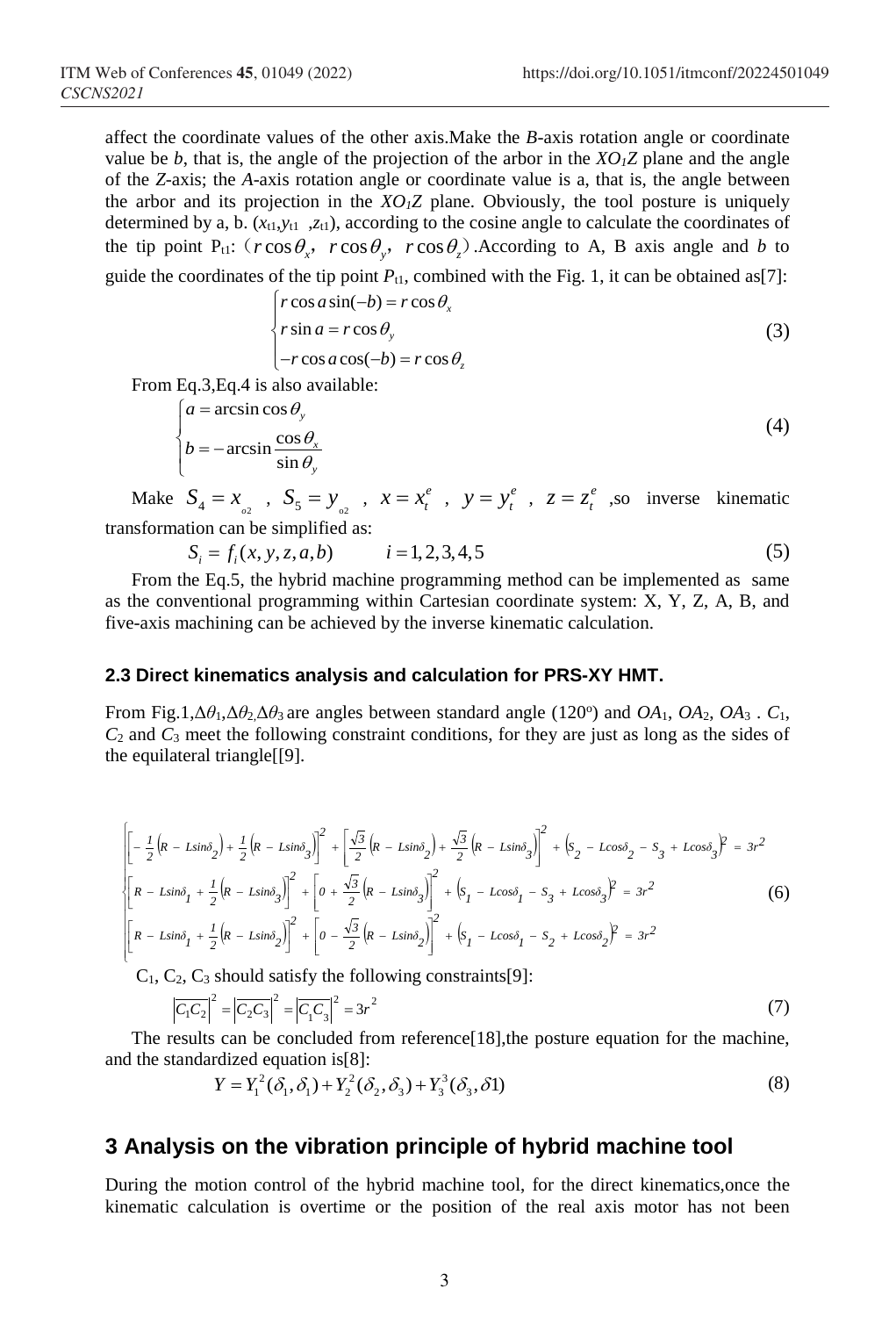affect the coordinate values of the other axis.Make the *B*-axis rotation angle or coordinate value be *b*, that is, the angle of the projection of the arbor in the $XO_1Z$ plane and the angle of the *Z*-axis; the *A*-axis rotation angle or coordinate value is a, that is, the angle between the arbor and its projection in the $XO_1Z$ plane. Obviously, the tool posture is uniquely determined by a, b. ($x_{t1}$,$y_{t1}$ ,$z_{t1}$), according to the cosine angle to calculate the coordinates of the tip point $P_{t1}$: ($r\cos\theta_x$, $r\cos\theta_y$, $r\cos\theta_z$).According to A, B axis angle and *b* to guide the coordinates of the tip point $P_{t1}$, combined with the Fig. 1, it can be obtained as[7]:

$$
\begin{cases}
r\cos a\sin(-b) = r\cos\theta_x \\
r\sin a = r\cos\theta_y \\
-r\cos a\cos(-b) = r\cos\theta_z
\end{cases}
\tag{3}
$$

From Eq.3,Eq.4 is also available:

$$
\begin{cases}
a = \arcsin\cos\theta_y \\
b = -\arcsin\dfrac{\cos\theta_x}{\sin\theta_y}
\end{cases}
\tag{4}
$$

Make $S_4 = x_{o2}$ , $S_5 = y_{o2}$ , $x = x_t^e$ , $y = y_t^e$ , $z = z_t^e$ ,so inverse kinematic transformation can be simplified as:

$$
S_i = f_i(x, y, z, a, b) \qquad i = 1,2,3,4,5 \tag{5}
$$

From the Eq.5, the hybrid machine programming method can be implemented as same as the conventional programming within Cartesian coordinate system: X, Y, Z, A, B, and five-axis machining can be achieved by the inverse kinematic calculation.

### 2.3 Direct kinematics analysis and calculation for PRS-XY HMT.

From Fig.1,$\Delta\theta_1$,$\Delta\theta_2$,$\Delta\theta_3$ are angles between standard angle (120º) and $OA_1$, $OA_2$, $OA_3$ . $C_1$, $C_2$ and $C_3$ meet the following constraint conditions, for they are just as long as the sides of the equilateral triangle[[9].

$$
\begin{cases}
\left[-\frac{1}{2}\left(R - L\sin\delta_2\right) + \frac{1}{2}\left(R - L\sin\delta_3\right)\right]^2 + \left[\frac{\sqrt{3}}{2}\left(R - L\sin\delta_2\right) + \frac{\sqrt{3}}{2}\left(R - L\sin\delta_3\right)\right]^2 + \left(S_2 - L\cos\delta_2 - S_3 + L\cos\delta_3\right)^2 = 3r^2 \\
\left[R - L\sin\delta_1 + \frac{1}{2}\left(R - L\sin\delta_3\right)\right]^2 + \left[0 + \frac{\sqrt{3}}{2}\left(R - L\sin\delta_3\right)\right]^2 + \left(S_1 - L\cos\delta_1 - S_3 + L\cos\delta_3\right)^2 = 3r^2 \\
\left[R - L\sin\delta_1 + \frac{1}{2}\left(R - L\sin\delta_2\right)\right]^2 + \left[0 - \frac{\sqrt{3}}{2}\left(R - L\sin\delta_2\right)\right]^2 + \left(S_1 - L\cos\delta_1 - S_2 + L\cos\delta_2\right)^2 = 3r^2
\end{cases}
\tag{6}
$$

$C_1$, $C_2$, $C_3$ should satisfy the following constraints[9]:

$$
\left|\overline{C_1C_2}\right|^2 = \left|\overline{C_2C_3}\right|^2 = \left|\overline{C_1C_3}\right|^2 = 3r^2 \tag{7}
$$

The results can be concluded from reference[18],the posture equation for the machine, and the standardized equation is[8]:

$$
Y = Y_1^2(\delta_1, \delta_1) + Y_2^2(\delta_2, \delta_3) + Y_3^3(\delta_3, \delta 1) \tag{8}
$$

## 3 Analysis on the vibration principle of hybrid machine tool

During the motion control of the hybrid machine tool, for the direct kinematics,once the kinematic calculation is overtime or the position of the real axis motor has not been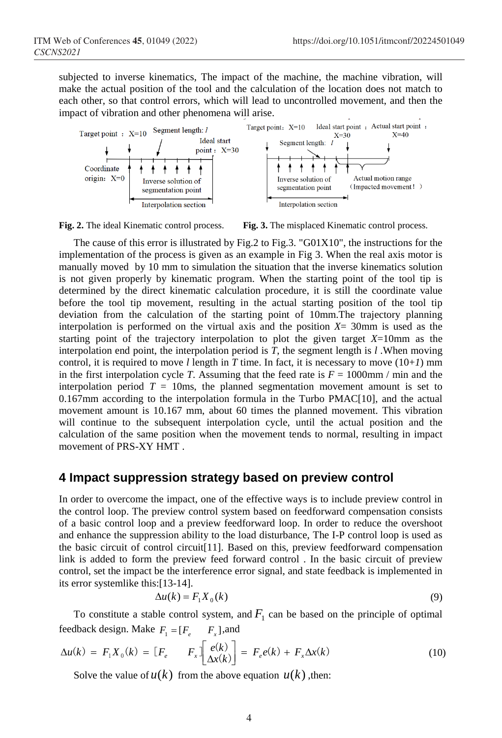subjected to inverse kinematics, The impact of the machine, the machine vibration, will make the actual position of the tool and the calculation of the location does not match to each other, so that control errors, which will lead to uncontrolled movement, and then the impact of vibration and other phenomena will arise.

**Fig. 2.** The ideal Kinematic control process.

**Fig. 3.** The misplaced Kinematic control process.

The cause of this error is illustrated by Fig.2 to Fig.3. "G01X10", the instructions for the implementation of the process is given as an example in Fig 3. When the real axis motor is manually moved by 10 mm to simulation the situation that the inverse kinematics solution is not given properly by kinematic program. When the starting point of the tool tip is determined by the direct kinematic calculation procedure, it is still the coordinate value before the tool tip movement, resulting in the actual starting position of the tool tip deviation from the calculation of the starting point of 10mm.The trajectory planning interpolation is performed on the virtual axis and the position $X$= 30mm is used as the starting point of the trajectory interpolation to plot the given target $X$=10mm as the interpolation end point, the interpolation period is $T$, the segment length is $l$ .When moving control, it is required to move $l$ length in $T$ time. In fact, it is necessary to move (10+$l$) mm in the first interpolation cycle $T$. Assuming that the feed rate is $F$ = 1000mm / min and the interpolation period $T$ = 10ms, the planned segmentation movement amount is set to 0.167mm according to the interpolation formula in the Turbo PMAC[10], and the actual movement amount is 10.167 mm, about 60 times the planned movement. This vibration will continue to the subsequent interpolation cycle, until the actual position and the calculation of the same position when the movement tends to normal, resulting in impact movement of PRS-XY HMT .

## 4 Impact suppression strategy based on preview control

In order to overcome the impact, one of the effective ways is to include preview control in the control loop. The preview control system based on feedforward compensation consists of a basic control loop and a preview feedforward loop. In order to reduce the overshoot and enhance the suppression ability to the load disturbance, The I-P control loop is used as the basic circuit of control circuit[11]. Based on this, preview feedforward compensation link is added to form the preview feed forward control . In the basic circuit of preview control, set the impact be the interference error signal, and state feedback is implemented in its error systemlike this:[13-14].

$$\Delta u(k) = F_1 X_0(k) \tag{9}$$

To constitute a stable control system, and $F_1$ can be based on the principle of optimal feedback design. Make $F_1 = [F_e \quad F_x]$,and

$$\Delta u(k) = F_1 X_0(k) = [F_e \quad F_x]\begin{bmatrix} e(k) \\ \Delta x(k) \end{bmatrix} = F_e e(k) + F_x \Delta x(k) \tag{10}$$

Solve the value of $u(k)$ from the above equation $u(k)$ ,then: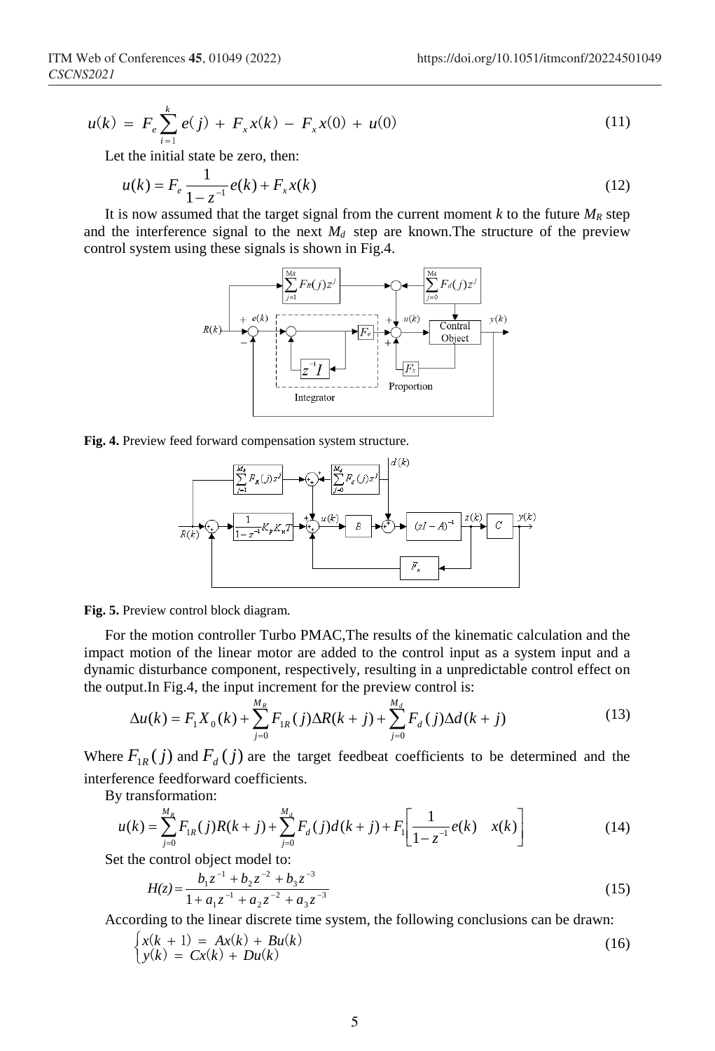$$u(k) = F_e \sum_{i=1}^{k} e(j) + F_x x(k) - F_x x(0) + u(0) \tag{11}$$

Let the initial state be zero, then:

$$u(k) = F_e \frac{1}{1-z^{-1}} e(k) + F_x x(k) \tag{12}$$

It is now assumed that the target signal from the current moment $k$ to the future $M_R$ step and the interference signal to the next $M_d$ step are known.The structure of the preview control system using these signals is shown in Fig.4.

**Fig. 4.** Preview feed forward compensation system structure.

**Fig. 5.** Preview control block diagram.

For the motion controller Turbo PMAC,The results of the kinematic calculation and the impact motion of the linear motor are added to the control input as a system input and a dynamic disturbance component, respectively, resulting in a unpredictable control effect on the output.In Fig.4, the input increment for the preview control is:

$$\Delta u(k) = F_1 X_0(k) + \sum_{j=0}^{M_R} F_{1R}(j) \Delta R(k+j) + \sum_{j=0}^{M_d} F_d(j) \Delta d(k+j) \tag{13}$$

Where $F_{1R}(j)$ and $F_d(j)$ are the target feedbeat coefficients to be determined and the interference feedforward coefficients.

By transformation:

$$u(k) = \sum_{j=0}^{M_R} F_{1R}(j) R(k+j) + \sum_{j=0}^{M_d} F_d(j) d(k+j) + F_1 \left[ \frac{1}{1-z^{-1}} e(k) \quad x(k) \right] \tag{14}$$

Set the control object model to:

$$H(z) = \frac{b_1 z^{-1} + b_2 z^{-2} + b_3 z^{-3}}{1 + a_1 z^{-1} + a_2 z^{-2} + a_3 z^{-3}} \tag{15}$$

According to the linear discrete time system, the following conclusions can be drawn:

$$\begin{cases} x(k+1) = Ax(k) + Bu(k) \\ y(k) = Cx(k) + Du(k) \end{cases} \tag{16}$$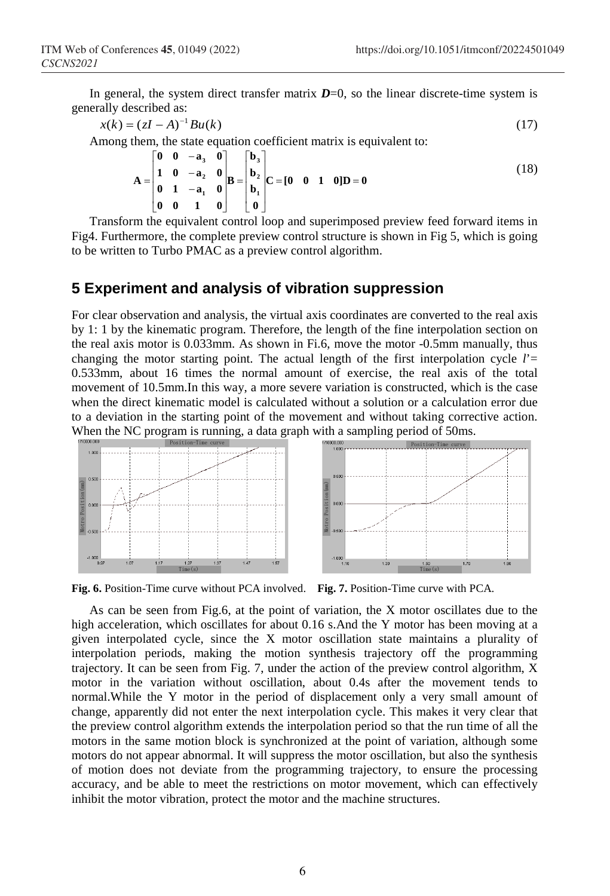In general, the system direct transfer matrix $\boldsymbol{D}$=0, so the linear discrete-time system is generally described as:

$$x(k) = (zI - A)^{-1} Bu(k) \tag{17}$$

Among them, the state equation coefficient matrix is equivalent to:

$$\mathbf{A} = \begin{bmatrix} \mathbf{0} & \mathbf{0} & -\mathbf{a}_3 & \mathbf{0} \\ \mathbf{1} & \mathbf{0} & -\mathbf{a}_2 & \mathbf{0} \\ \mathbf{0} & \mathbf{1} & -\mathbf{a}_1 & \mathbf{0} \\ \mathbf{0} & \mathbf{0} & \mathbf{1} & \mathbf{0} \end{bmatrix} \mathbf{B} = \begin{bmatrix} \mathbf{b}_3 \\ \mathbf{b}_2 \\ \mathbf{b}_1 \\ \mathbf{0} \end{bmatrix} \mathbf{C} = [\mathbf{0} \quad \mathbf{0} \quad \mathbf{1} \quad \mathbf{0}] \mathbf{D} = \mathbf{0} \tag{18}$$

Transform the equivalent control loop and superimposed preview feed forward items in Fig4. Furthermore, the complete preview control structure is shown in Fig 5, which is going to be written to Turbo PMAC as a preview control algorithm.

## 5 Experiment and analysis of vibration suppression

For clear observation and analysis, the virtual axis coordinates are converted to the real axis by 1: 1 by the kinematic program. Therefore, the length of the fine interpolation section on the real axis motor is 0.033mm. As shown in Fi.6, move the motor -0.5mm manually, thus changing the motor starting point. The actual length of the first interpolation cycle $l'$= 0.533mm, about 16 times the normal amount of exercise, the real axis of the total movement of 10.5mm.In this way, a more severe variation is constructed, which is the case when the direct kinematic model is calculated without a solution or a calculation error due to a deviation in the starting point of the movement and without taking corrective action. When the NC program is running, a data graph with a sampling period of 50ms.

**Fig. 6.** Position-Time curve without PCA involved.

**Fig. 7.** Position-Time curve with PCA.

As can be seen from Fig.6, at the point of variation, the X motor oscillates due to the high acceleration, which oscillates for about 0.16 s.And the Y motor has been moving at a given interpolated cycle, since the X motor oscillation state maintains a plurality of interpolation periods, making the motion synthesis trajectory off the programming trajectory. It can be seen from Fig. 7, under the action of the preview control algorithm, X motor in the variation without oscillation, about 0.4s after the movement tends to normal.While the Y motor in the period of displacement only a very small amount of change, apparently did not enter the next interpolation cycle. This makes it very clear that the preview control algorithm extends the interpolation period so that the run time of all the motors in the same motion block is synchronized at the point of variation, although some motors do not appear abnormal. It will suppress the motor oscillation, but also the synthesis of motion does not deviate from the programming trajectory, to ensure the processing accuracy, and be able to meet the restrictions on motor movement, which can effectively inhibit the motor vibration, protect the motor and the machine structures.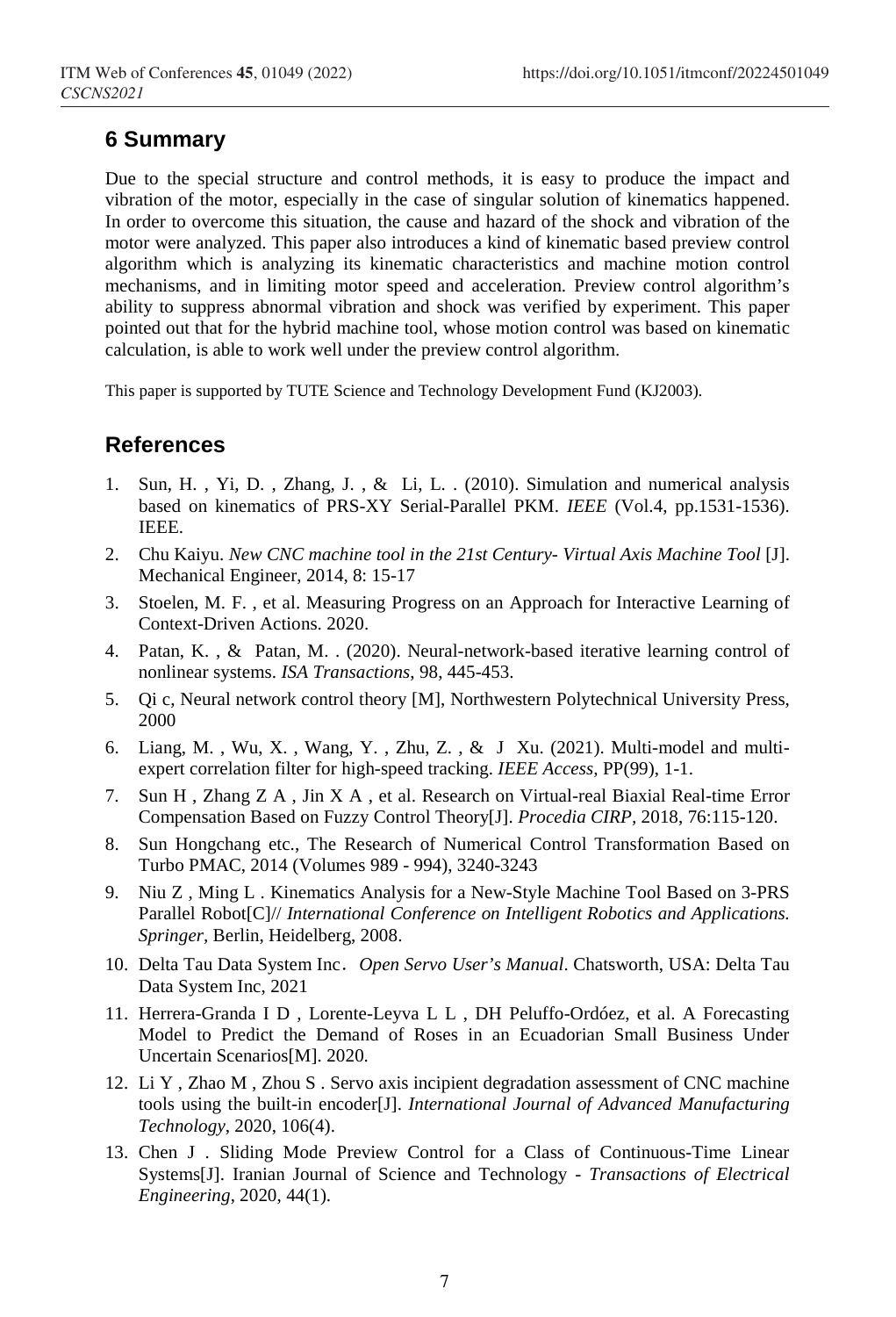## 6 Summary

Due to the special structure and control methods, it is easy to produce the impact and vibration of the motor, especially in the case of singular solution of kinematics happened. In order to overcome this situation, the cause and hazard of the shock and vibration of the motor were analyzed. This paper also introduces a kind of kinematic based preview control algorithm which is analyzing its kinematic characteristics and machine motion control mechanisms, and in limiting motor speed and acceleration. Preview control algorithm's ability to suppress abnormal vibration and shock was verified by experiment. This paper pointed out that for the hybrid machine tool, whose motion control was based on kinematic calculation, is able to work well under the preview control algorithm.

This paper is supported by TUTE Science and Technology Development Fund (KJ2003).

## References

1. Sun, H. , Yi, D. , Zhang, J. , & Li, L. . (2010). Simulation and numerical analysis based on kinematics of PRS-XY Serial-Parallel PKM. *IEEE* (Vol.4, pp.1531-1536). IEEE.
2. Chu Kaiyu. *New CNC machine tool in the 21st Century- Virtual Axis Machine Tool* [J]. Mechanical Engineer, 2014, 8: 15-17
3. Stoelen, M. F. , et al. Measuring Progress on an Approach for Interactive Learning of Context-Driven Actions. 2020.
4. Patan, K. , & Patan, M. . (2020). Neural-network-based iterative learning control of nonlinear systems. *ISA Transactions*, 98, 445-453.
5. Qi c, Neural network control theory [M], Northwestern Polytechnical University Press, 2000
6. Liang, M. , Wu, X. , Wang, Y. , Zhu, Z. , & J Xu. (2021). Multi-model and multi-expert correlation filter for high-speed tracking. *IEEE Access*, PP(99), 1-1.
7. Sun H , Zhang Z A , Jin X A , et al. Research on Virtual-real Biaxial Real-time Error Compensation Based on Fuzzy Control Theory[J]. *Procedia CIRP*, 2018, 76:115-120.
8. Sun Hongchang etc., The Research of Numerical Control Transformation Based on Turbo PMAC, 2014 (Volumes 989 - 994), 3240-3243
9. Niu Z , Ming L . Kinematics Analysis for a New-Style Machine Tool Based on 3-PRS Parallel Robot[C]// *International Conference on Intelligent Robotics and Applications. Springer*, Berlin, Heidelberg, 2008.
10. Delta Tau Data System Inc. *Open Servo User's Manual*. Chatsworth, USA: Delta Tau Data System Inc, 2021
11. Herrera-Granda I D , Lorente-Leyva L L , DH Peluffo-Ordóez, et al. A Forecasting Model to Predict the Demand of Roses in an Ecuadorian Small Business Under Uncertain Scenarios[M]. 2020.
12. Li Y , Zhao M , Zhou S . Servo axis incipient degradation assessment of CNC machine tools using the built-in encoder[J]. *International Journal of Advanced Manufacturing Technology*, 2020, 106(4).
13. Chen J . Sliding Mode Preview Control for a Class of Continuous-Time Linear Systems[J]. Iranian Journal of Science and Technology - *Transactions of Electrical Engineering*, 2020, 44(1).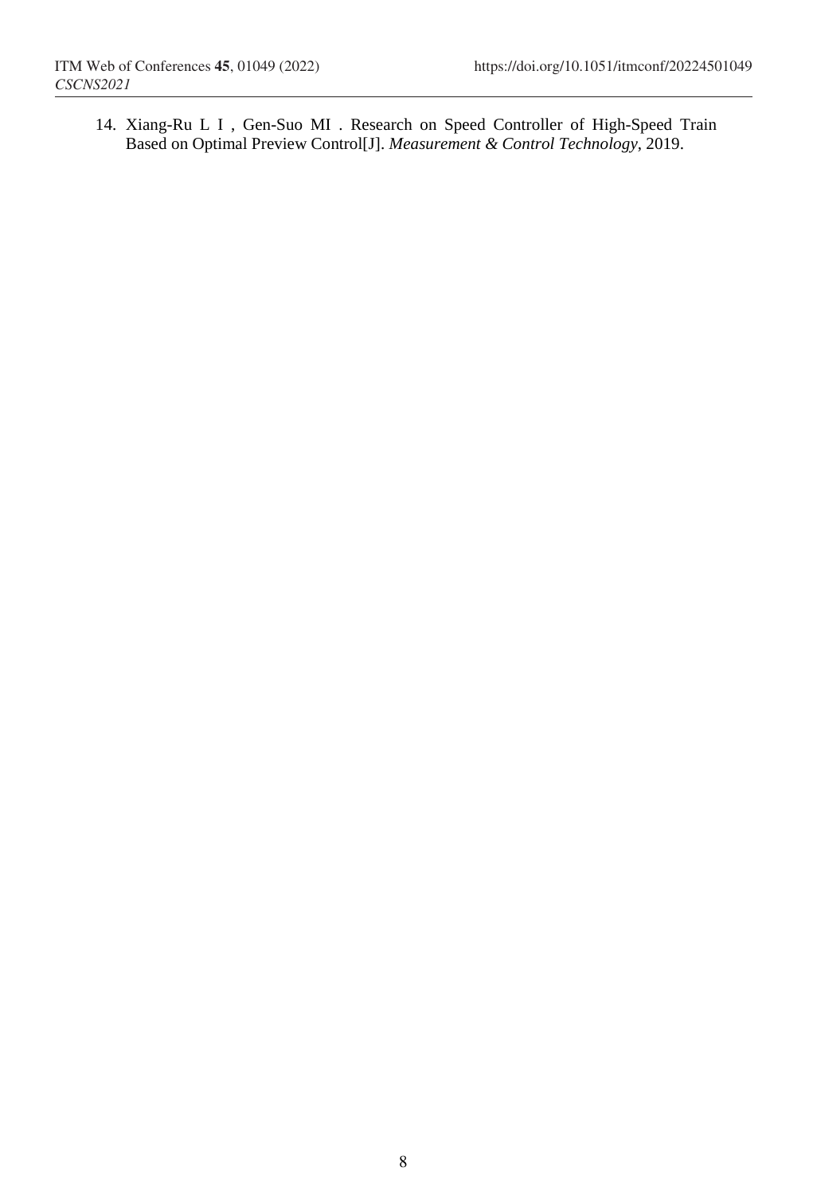14. Xiang-Ru L I , Gen-Suo MI . Research on Speed Controller of High-Speed Train Based on Optimal Preview Control[J]. *Measurement & Control Technology*, 2019.